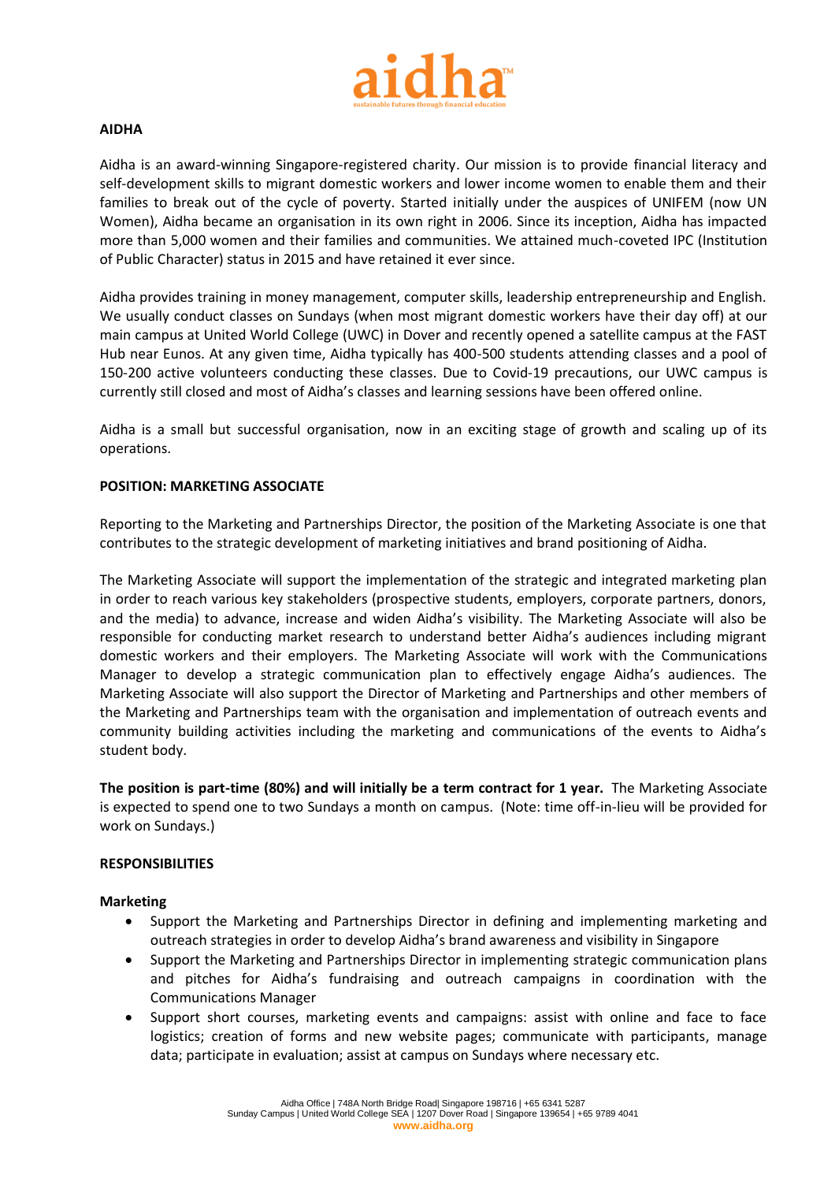## AIDHA

Aidha is an award-winning Singapore-registered charity. Our mission is to provide financial literacy and self-development skills to migrant domestic workers and lower income women to enable them and their families to break out of the cycle of poverty. Started initially under the auspices of UNIFEM (now UN Women), Aidha became an organisation in its own right in 2006. Since its inception, Aidha has impacted more than 5,000 women and their families and communities. We attained much-coveted IPC (Institution of Public Character) status in 2015 and have retained it ever since.

Aidha provides training in money management, computer skills, leadership entrepreneurship and English. We usually conduct classes on Sundays (when most migrant domestic workers have their day off) at our main campus at United World College (UWC) in Dover and recently opened a satellite campus at the FAST Hub near Eunos. At any given time, Aidha typically has 400-500 students attending classes and a pool of 150-200 active volunteers conducting these classes. Due to Covid-19 precautions, our UWC campus is currently still closed and most of Aidha's classes and learning sessions have been offered online.

Aidha is a small but successful organisation, now in an exciting stage of growth and scaling up of its operations.

## POSITION: MARKETING ASSOCIATE

Reporting to the Marketing and Partnerships Director, the position of the Marketing Associate is one that contributes to the strategic development of marketing initiatives and brand positioning of Aidha.

The Marketing Associate will support the implementation of the strategic and integrated marketing plan in order to reach various key stakeholders (prospective students, employers, corporate partners, donors, and the media) to advance, increase and widen Aidha's visibility. The Marketing Associate will also be responsible for conducting market research to understand better Aidha's audiences including migrant domestic workers and their employers. The Marketing Associate will work with the Communications Manager to develop a strategic communication plan to effectively engage Aidha's audiences. The Marketing Associate will also support the Director of Marketing and Partnerships and other members of the Marketing and Partnerships team with the organisation and implementation of outreach events and community building activities including the marketing and communications of the events to Aidha's student body.

**The position is part-time (80%) and will initially be a term contract for 1 year.** The Marketing Associate is expected to spend one to two Sundays a month on campus. (Note: time off-in-lieu will be provided for work on Sundays.)

## RESPONSIBILITIES

### Marketing

- Support the Marketing and Partnerships Director in defining and implementing marketing and outreach strategies in order to develop Aidha's brand awareness and visibility in Singapore
- Support the Marketing and Partnerships Director in implementing strategic communication plans and pitches for Aidha's fundraising and outreach campaigns in coordination with the Communications Manager
- Support short courses, marketing events and campaigns: assist with online and face to face logistics; creation of forms and new website pages; communicate with participants, manage data; participate in evaluation; assist at campus on Sundays where necessary etc.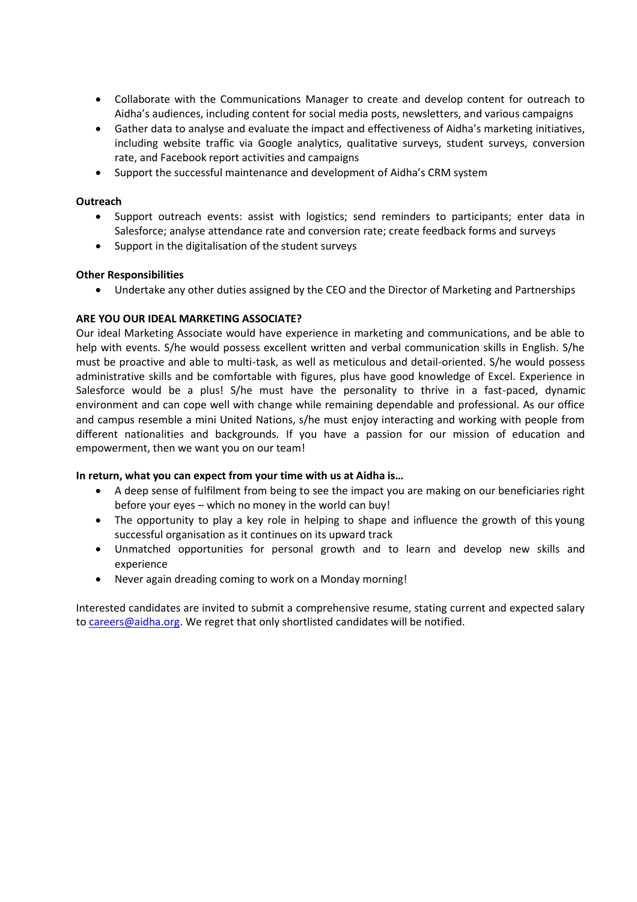- Collaborate with the Communications Manager to create and develop content for outreach to Aidha's audiences, including content for social media posts, newsletters, and various campaigns
- Gather data to analyse and evaluate the impact and effectiveness of Aidha's marketing initiatives, including website traffic via Google analytics, qualitative surveys, student surveys, conversion rate, and Facebook report activities and campaigns
- Support the successful maintenance and development of Aidha's CRM system

**Outreach**

- Support outreach events: assist with logistics; send reminders to participants; enter data in Salesforce; analyse attendance rate and conversion rate; create feedback forms and surveys
- Support in the digitalisation of the student surveys

**Other Responsibilities**

- Undertake any other duties assigned by the CEO and the Director of Marketing and Partnerships

**ARE YOU OUR IDEAL MARKETING ASSOCIATE?**

Our ideal Marketing Associate would have experience in marketing and communications, and be able to help with events. S/he would possess excellent written and verbal communication skills in English. S/he must be proactive and able to multi-task, as well as meticulous and detail-oriented. S/he would possess administrative skills and be comfortable with figures, plus have good knowledge of Excel. Experience in Salesforce would be a plus! S/he must have the personality to thrive in a fast-paced, dynamic environment and can cope well with change while remaining dependable and professional. As our office and campus resemble a mini United Nations, s/he must enjoy interacting and working with people from different nationalities and backgrounds. If you have a passion for our mission of education and empowerment, then we want you on our team!

**In return, what you can expect from your time with us at Aidha is…**

- A deep sense of fulfilment from being to see the impact you are making on our beneficiaries right before your eyes – which no money in the world can buy!
- The opportunity to play a key role in helping to shape and influence the growth of this young successful organisation as it continues on its upward track
- Unmatched opportunities for personal growth and to learn and develop new skills and experience
- Never again dreading coming to work on a Monday morning!

Interested candidates are invited to submit a comprehensive resume, stating current and expected salary to careers@aidha.org. We regret that only shortlisted candidates will be notified.